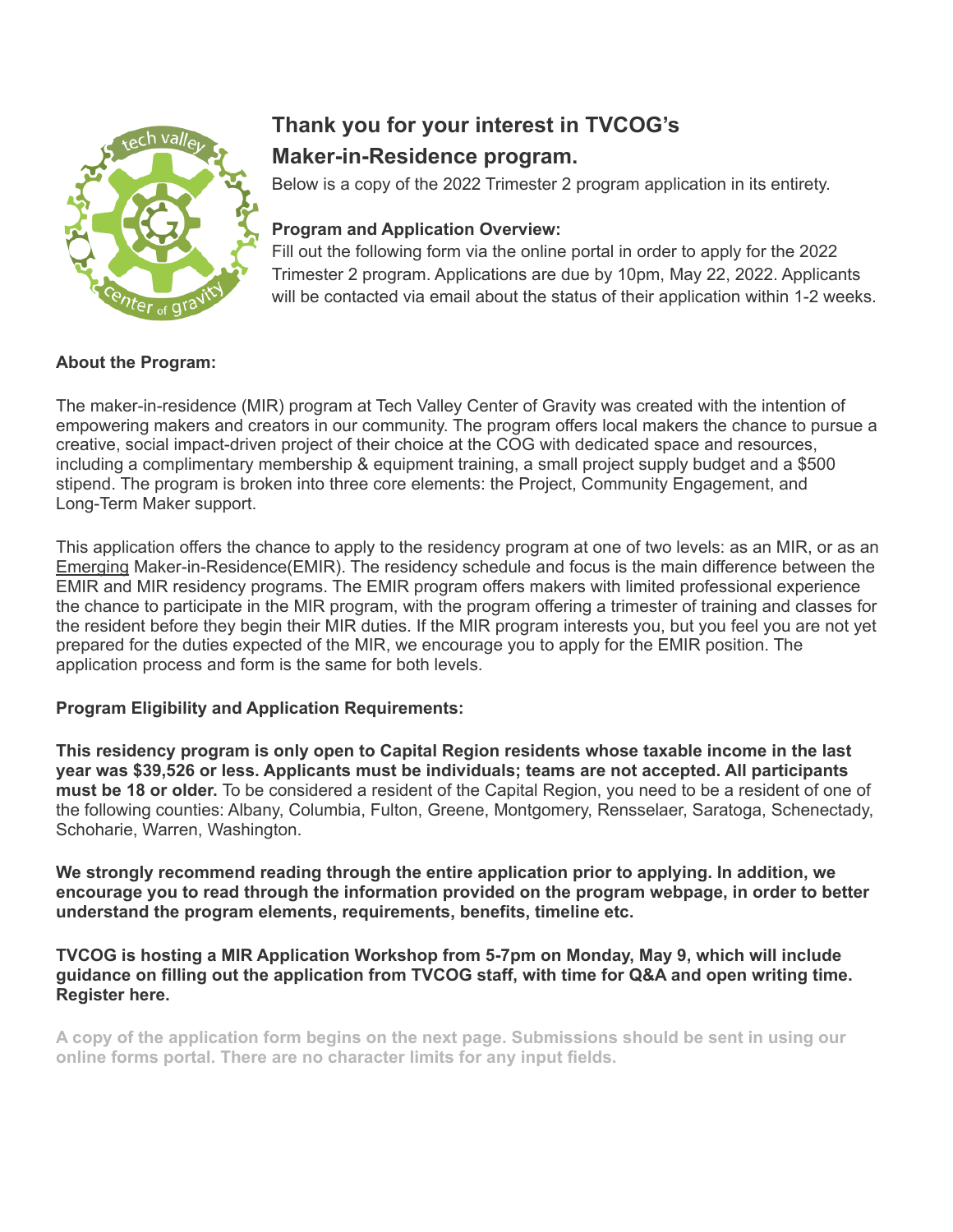# Thank you for your interest in TVCOG's Maker-in-Residence program.

Below is a copy of the 2022 Trimester 2 program application in its entirety.

**Program and Application Overview:**

Fill out the following form via the online portal in order to apply for the 2022 Trimester 2 program. Applications are due by 10pm, May 22, 2022. Applicants will be contacted via email about the status of their application within 1-2 weeks.

**About the Program:**

The maker-in-residence (MIR) program at Tech Valley Center of Gravity was created with the intention of empowering makers and creators in our community. The program offers local makers the chance to pursue a creative, social impact-driven project of their choice at the COG with dedicated space and resources, including a complimentary membership & equipment training, a small project supply budget and a $500 stipend. The program is broken into three core elements: the Project, Community Engagement, and Long-Term Maker support.

This application offers the chance to apply to the residency program at one of two levels: as an MIR, or as an Emerging Maker-in-Residence(EMIR). The residency schedule and focus is the main difference between the EMIR and MIR residency programs. The EMIR program offers makers with limited professional experience the chance to participate in the MIR program, with the program offering a trimester of training and classes for the resident before they begin their MIR duties. If the MIR program interests you, but you feel you are not yet prepared for the duties expected of the MIR, we encourage you to apply for the EMIR position. The application process and form is the same for both levels.

**Program Eligibility and Application Requirements:**

**This residency program is only open to Capital Region residents whose taxable income in the last year was $39,526 or less. Applicants must be individuals; teams are not accepted. All participants must be 18 or older.** To be considered a resident of the Capital Region, you need to be a resident of one of the following counties: Albany, Columbia, Fulton, Greene, Montgomery, Rensselaer, Saratoga, Schenectady, Schoharie, Warren, Washington.

**We strongly recommend reading through the entire application prior to applying. In addition, we encourage you to read through the information provided on the program webpage, in order to better understand the program elements, requirements, benefits, timeline etc.**

**TVCOG is hosting a MIR Application Workshop from 5-7pm on Monday, May 9, which will include guidance on filling out the application from TVCOG staff, with time for Q&A and open writing time. Register here.**

**A copy of the application form begins on the next page. Submissions should be sent in using our online forms portal. There are no character limits for any input fields.**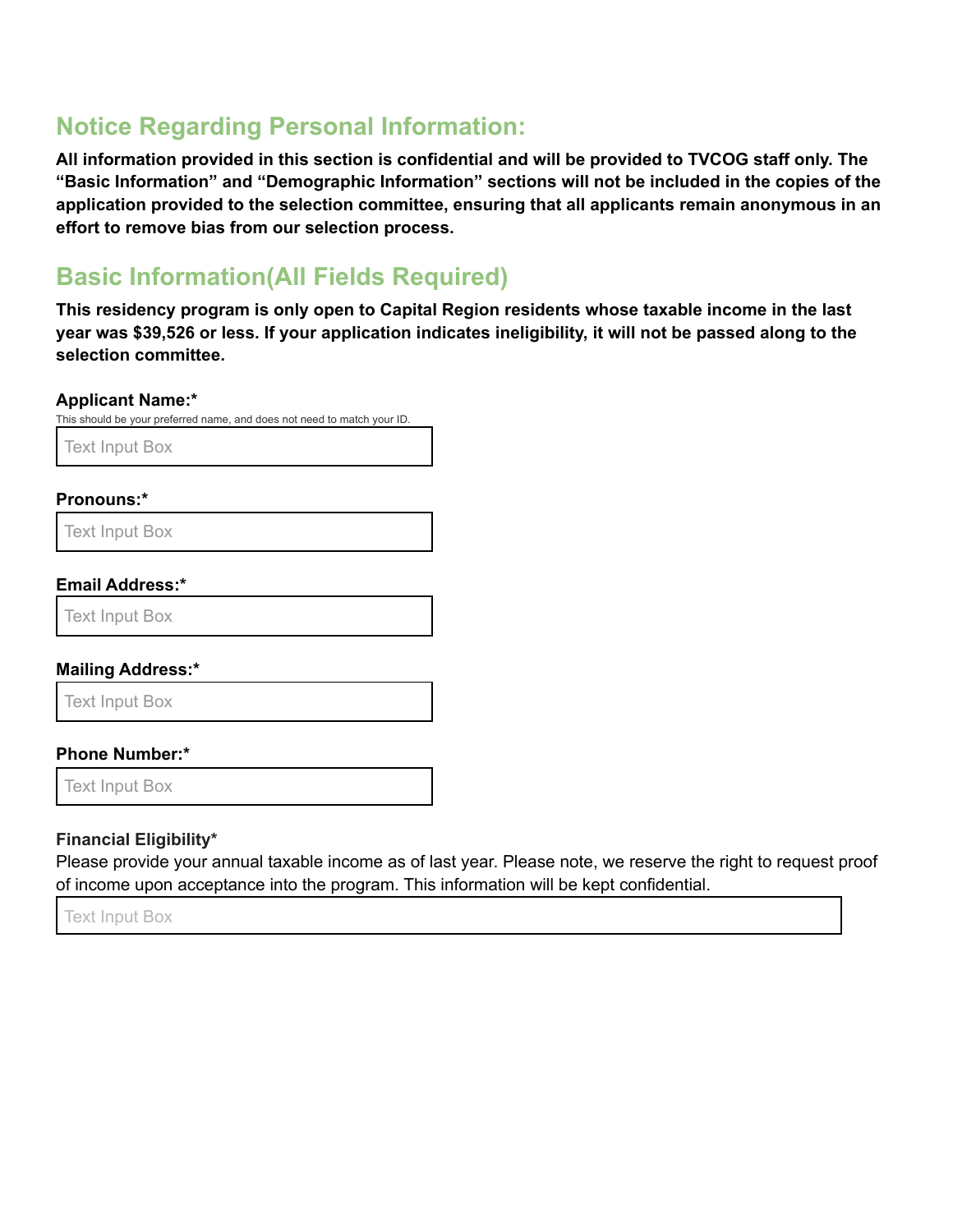## Notice Regarding Personal Information:

**All information provided in this section is confidential and will be provided to TVCOG staff only. The "Basic Information" and "Demographic Information" sections will not be included in the copies of the application provided to the selection committee, ensuring that all applicants remain anonymous in an effort to remove bias from our selection process.**

## Basic Information(All Fields Required)

**This residency program is only open to Capital Region residents whose taxable income in the last year was $39,526 or less. If your application indicates ineligibility, it will not be passed along to the selection committee.**

**Applicant Name:***

This should be your preferred name, and does not need to match your ID.

Text Input Box

**Pronouns:***

Text Input Box

**Email Address:***

Text Input Box

**Mailing Address:***

Text Input Box

**Phone Number:***

Text Input Box

**Financial Eligibility***

Please provide your annual taxable income as of last year. Please note, we reserve the right to request proof of income upon acceptance into the program. This information will be kept confidential.

Text Input Box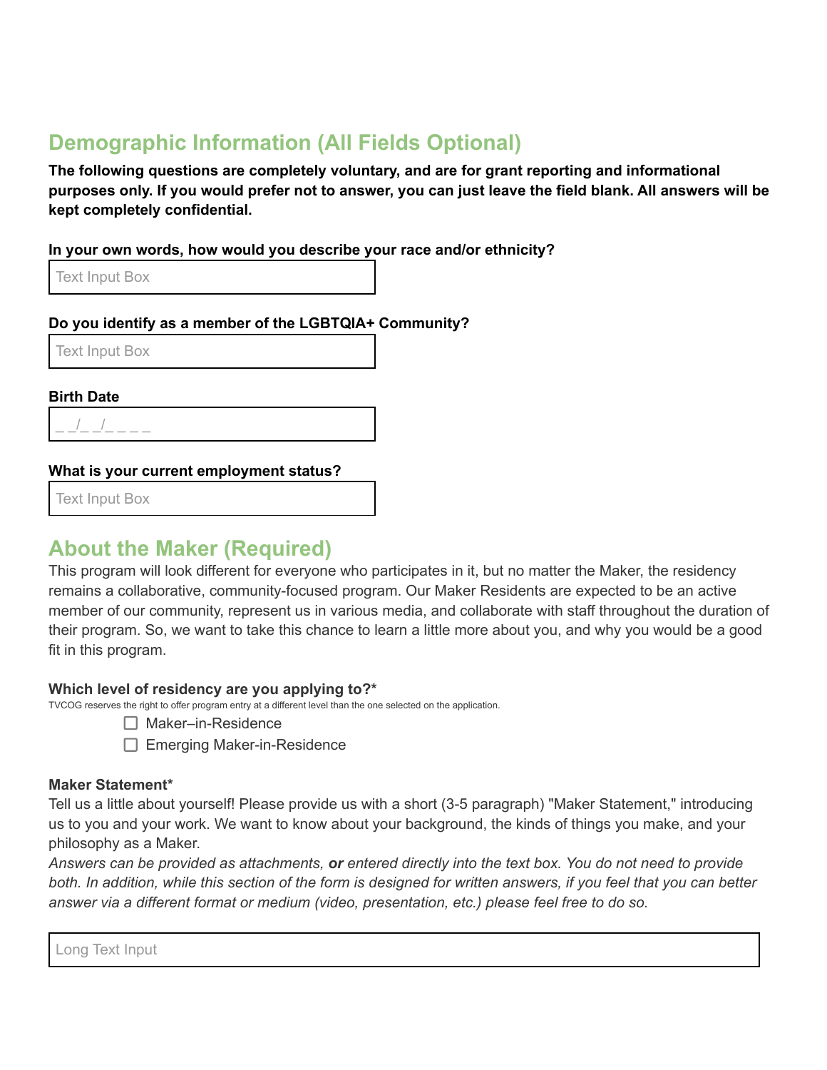## Demographic Information (All Fields Optional)

**The following questions are completely voluntary, and are for grant reporting and informational purposes only. If you would prefer not to answer, you can just leave the field blank. All answers will be kept completely confidential.**

**In your own words, how would you describe your race and/or ethnicity?**

Text Input Box

**Do you identify as a member of the LGBTQIA+ Community?**

Text Input Box

**Birth Date**

_ _/_ _/_ _ _ _

**What is your current employment status?**

Text Input Box

## About the Maker (Required)

This program will look different for everyone who participates in it, but no matter the Maker, the residency remains a collaborative, community-focused program. Our Maker Residents are expected to be an active member of our community, represent us in various media, and collaborate with staff throughout the duration of their program. So, we want to take this chance to learn a little more about you, and why you would be a good fit in this program.

**Which level of residency are you applying to?***

TVCOG reserves the right to offer program entry at a different level than the one selected on the application.

- ☐ Maker–in-Residence
- ☐ Emerging Maker-in-Residence

**Maker Statement***

Tell us a little about yourself! Please provide us with a short (3-5 paragraph) "Maker Statement," introducing us to you and your work. We want to know about your background, the kinds of things you make, and your philosophy as a Maker.

*Answers can be provided as attachments, **or** entered directly into the text box. You do not need to provide both. In addition, while this section of the form is designed for written answers, if you feel that you can better answer via a different format or medium (video, presentation, etc.) please feel free to do so.*

Long Text Input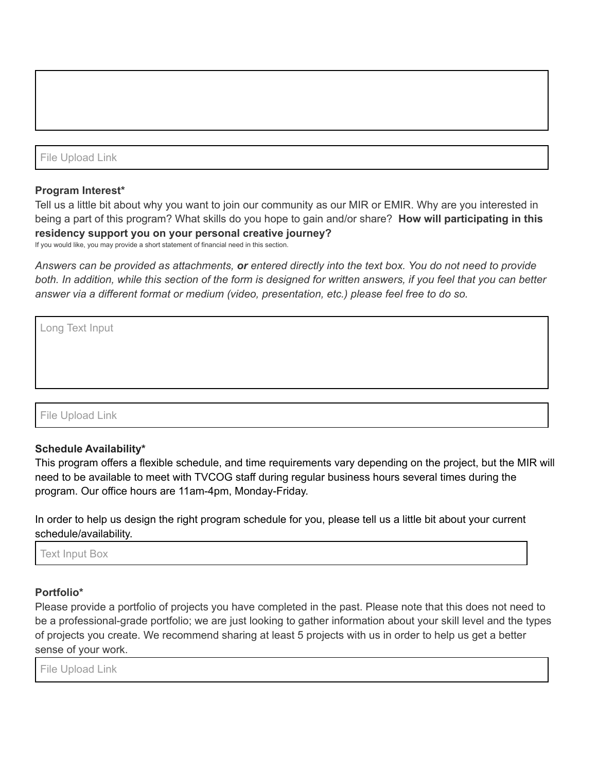File Upload Link

**Program Interest***

Tell us a little bit about why you want to join our community as our MIR or EMIR. Why are you interested in being a part of this program? What skills do you hope to gain and/or share? **How will participating in this residency support you on your personal creative journey?**

If you would like, you may provide a short statement of financial need in this section.

*Answers can be provided as attachments,* ***or*** *entered directly into the text box. You do not need to provide both. In addition, while this section of the form is designed for written answers, if you feel that you can better answer via a different format or medium (video, presentation, etc.) please feel free to do so.*

Long Text Input

File Upload Link

**Schedule Availability***

This program offers a flexible schedule, and time requirements vary depending on the project, but the MIR will need to be available to meet with TVCOG staff during regular business hours several times during the program. Our office hours are 11am-4pm, Monday-Friday.

In order to help us design the right program schedule for you, please tell us a little bit about your current schedule/availability.

Text Input Box

**Portfolio***

Please provide a portfolio of projects you have completed in the past. Please note that this does not need to be a professional-grade portfolio; we are just looking to gather information about your skill level and the types of projects you create. We recommend sharing at least 5 projects with us in order to help us get a better sense of your work.

File Upload Link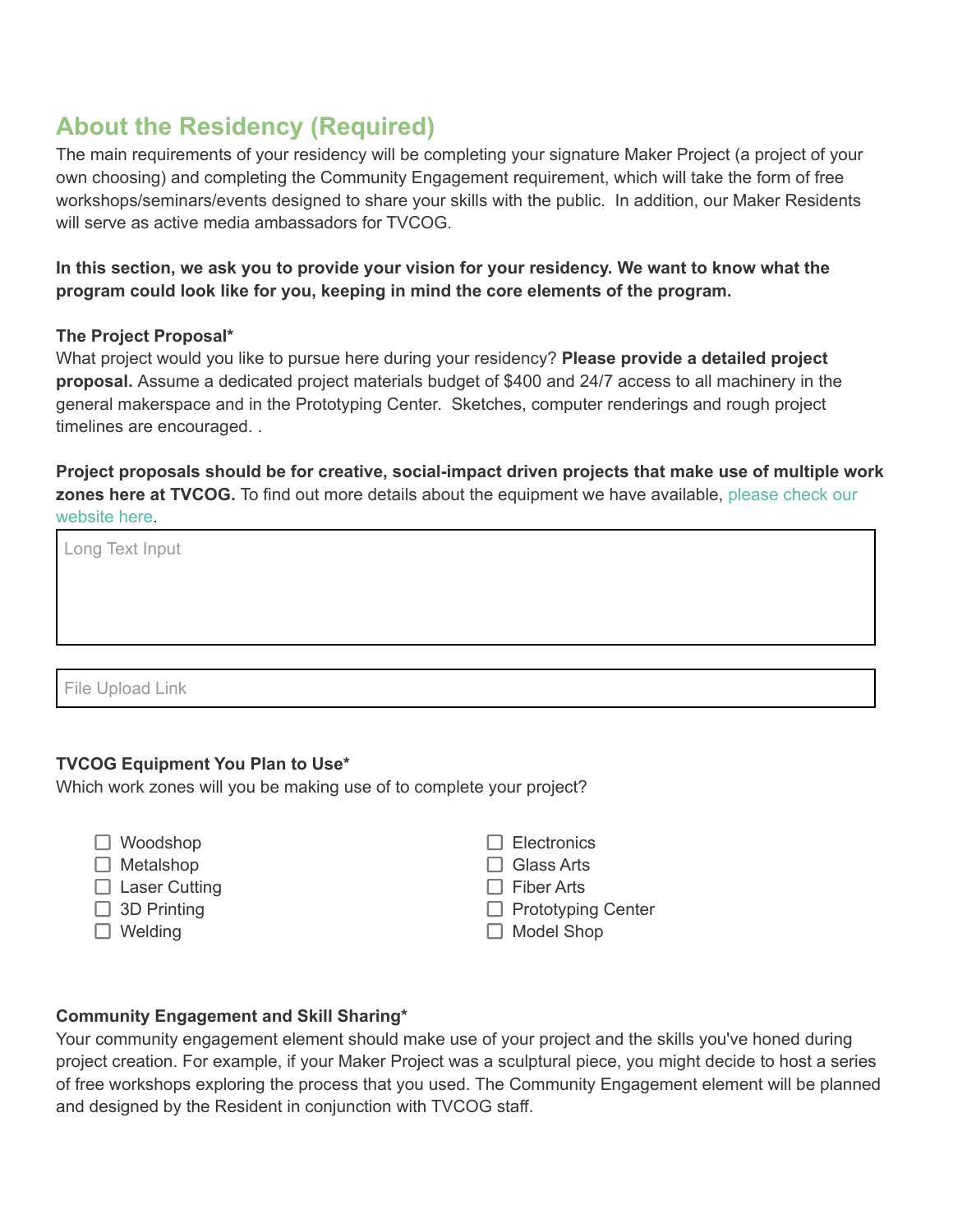## About the Residency (Required)

The main requirements of your residency will be completing your signature Maker Project (a project of your own choosing) and completing the Community Engagement requirement, which will take the form of free workshops/seminars/events designed to share your skills with the public. In addition, our Maker Residents will serve as active media ambassadors for TVCOG.

**In this section, we ask you to provide your vision for your residency. We want to know what the program could look like for you, keeping in mind the core elements of the program.**

**The Project Proposal***

What project would you like to pursue here during your residency? **Please provide a detailed project proposal.** Assume a dedicated project materials budget of $400 and 24/7 access to all machinery in the general makerspace and in the Prototyping Center. Sketches, computer renderings and rough project timelines are encouraged. .

**Project proposals should be for creative, social-impact driven projects that make use of multiple work zones here at TVCOG.** To find out more details about the equipment we have available, please check our website here.

Long Text Input

File Upload Link

**TVCOG Equipment You Plan to Use***

Which work zones will you be making use of to complete your project?

- ☐ Woodshop
- ☐ Metalshop
- ☐ Laser Cutting
- ☐ 3D Printing
- ☐ Welding
- ☐ Electronics
- ☐ Glass Arts
- ☐ Fiber Arts
- ☐ Prototyping Center
- ☐ Model Shop

**Community Engagement and Skill Sharing***

Your community engagement element should make use of your project and the skills you've honed during project creation. For example, if your Maker Project was a sculptural piece, you might decide to host a series of free workshops exploring the process that you used. The Community Engagement element will be planned and designed by the Resident in conjunction with TVCOG staff.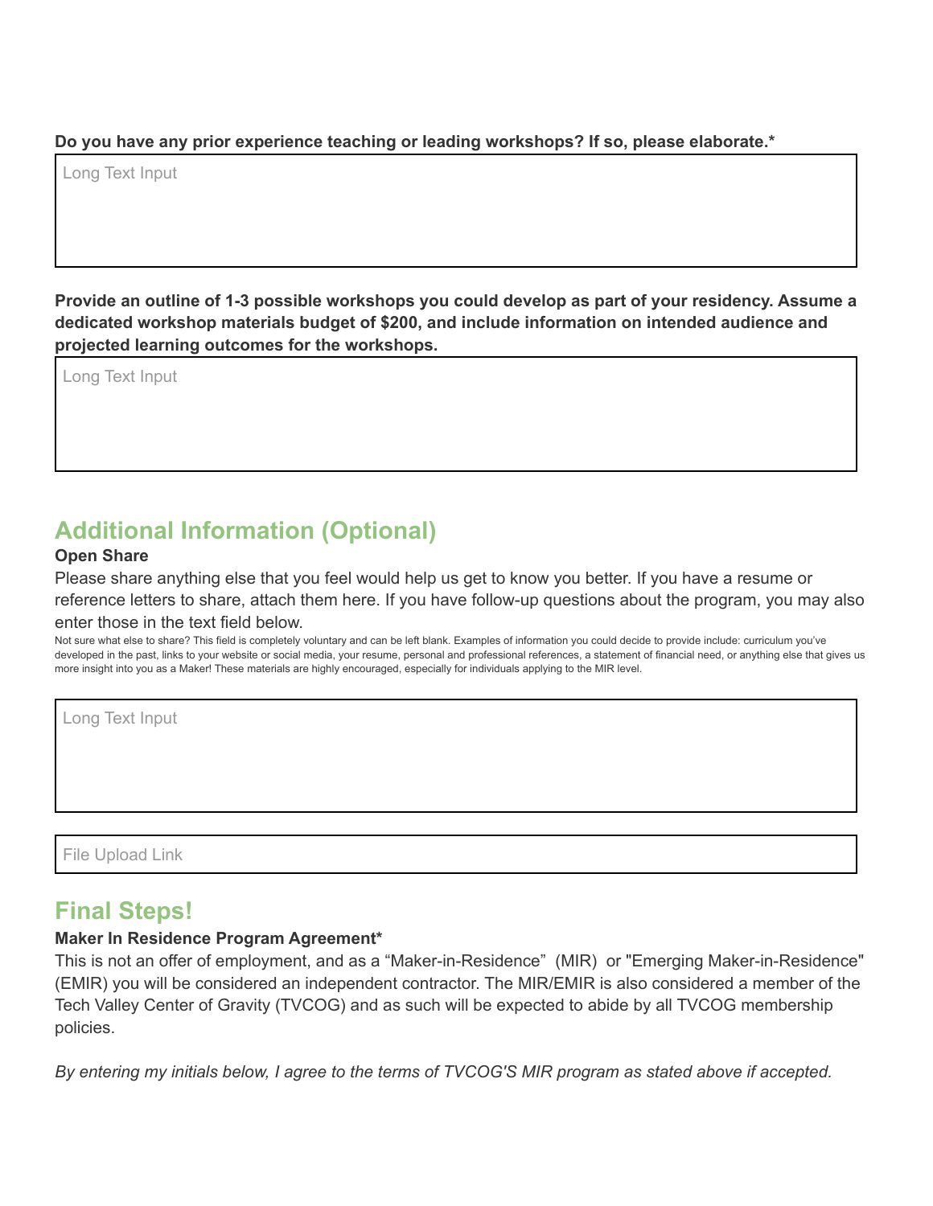**Do you have any prior experience teaching or leading workshops? If so, please elaborate.***

Long Text Input

**Provide an outline of 1-3 possible workshops you could develop as part of your residency. Assume a dedicated workshop materials budget of $200, and include information on intended audience and projected learning outcomes for the workshops.**

Long Text Input

## Additional Information (Optional)

**Open Share**

Please share anything else that you feel would help us get to know you better. If you have a resume or reference letters to share, attach them here. If you have follow-up questions about the program, you may also enter those in the text field below.

Not sure what else to share? This field is completely voluntary and can be left blank. Examples of information you could decide to provide include: curriculum you've developed in the past, links to your website or social media, your resume, personal and professional references, a statement of financial need, or anything else that gives us more insight into you as a Maker! These materials are highly encouraged, especially for individuals applying to the MIR level.

Long Text Input

File Upload Link

## Final Steps!

**Maker In Residence Program Agreement***

This is not an offer of employment, and as a “Maker-in-Residence” (MIR) or "Emerging Maker-in-Residence" (EMIR) you will be considered an independent contractor. The MIR/EMIR is also considered a member of the Tech Valley Center of Gravity (TVCOG) and as such will be expected to abide by all TVCOG membership policies.

*By entering my initials below, I agree to the terms of TVCOG'S MIR program as stated above if accepted.*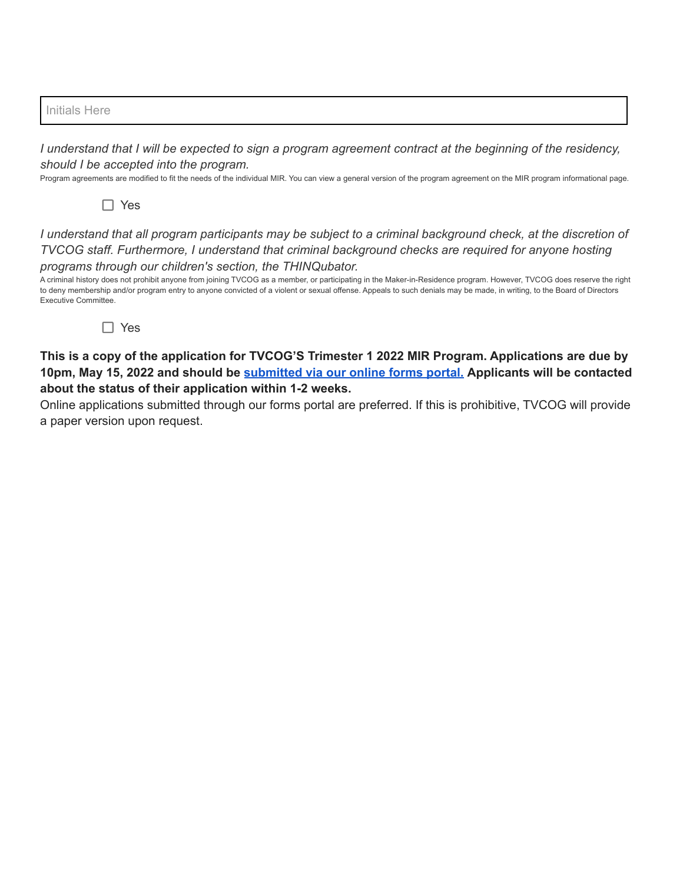Initials Here

*I understand that I will be expected to sign a program agreement contract at the beginning of the residency, should I be accepted into the program.*

Program agreements are modified to fit the needs of the individual MIR. You can view a general version of the program agreement on the MIR program informational page.

☐ Yes

*I understand that all program participants may be subject to a criminal background check, at the discretion of TVCOG staff. Furthermore, I understand that criminal background checks are required for anyone hosting programs through our children's section, the THINQubator.*

A criminal history does not prohibit anyone from joining TVCOG as a member, or participating in the Maker-in-Residence program. However, TVCOG does reserve the right to deny membership and/or program entry to anyone convicted of a violent or sexual offense. Appeals to such denials may be made, in writing, to the Board of Directors Executive Committee.

☐ Yes

**This is a copy of the application for TVCOG'S Trimester 1 2022 MIR Program. Applications are due by 10pm, May 15, 2022 and should be submitted via our online forms portal. Applicants will be contacted about the status of their application within 1-2 weeks.**

Online applications submitted through our forms portal are preferred. If this is prohibitive, TVCOG will provide a paper version upon request.